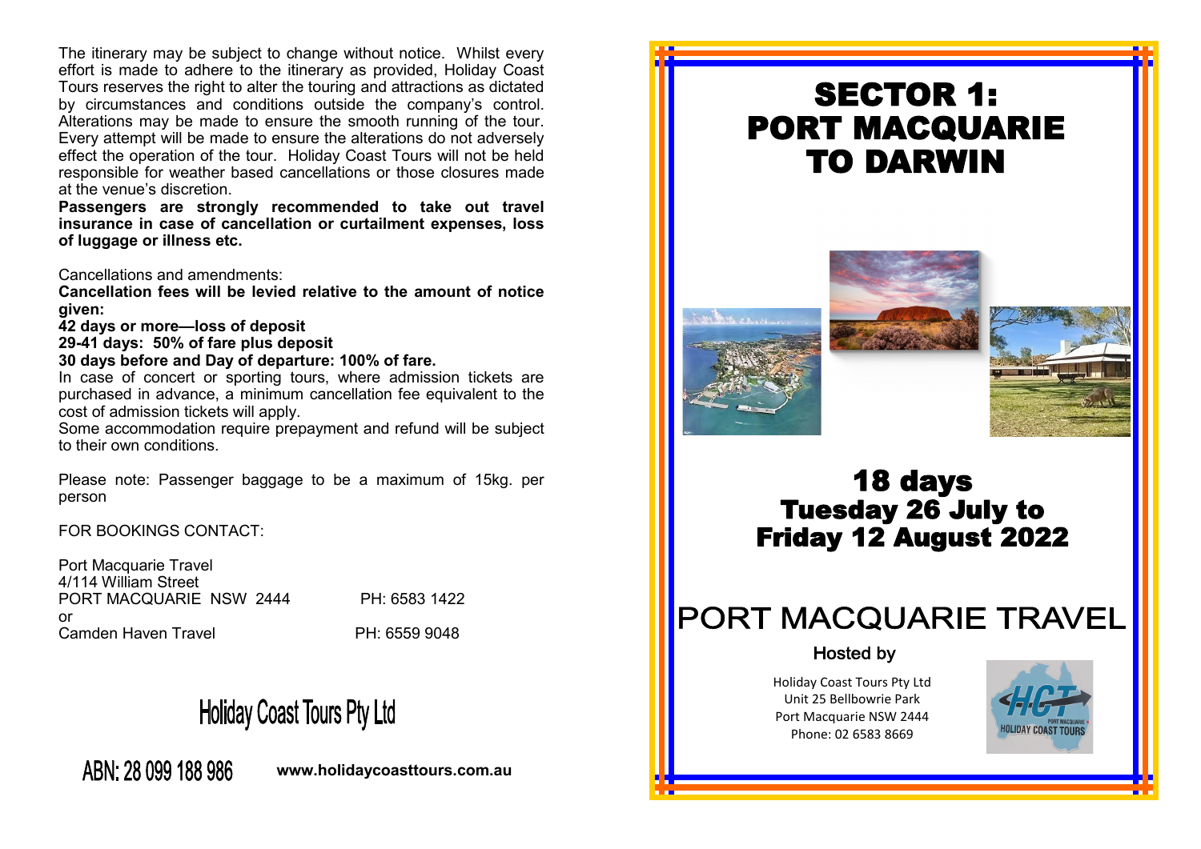The itinerary may be subject to change without notice. Whilst every effort is made to adhere to the itinerary as provided, Holiday Coast Tours reserves the right to alter the touring and attractions as dictated by circumstances and conditions outside the company's control. Alterations may be made to ensure the smooth running of the tour. Every attempt will be made to ensure the alterations do not adversely effect the operation of the tour. Holiday Coast Tours will not be held responsible for weather based cancellations or those closures made at the venue's discretion.

**Passengers are strongly recommended to take out travel insurance in case of cancellation or curtailment expenses, loss of luggage or illness etc.**

Cancellations and amendments:

**Cancellation fees will be levied relative to the amount of notice given:**

**42 days or more—loss of deposit**

**29-41 days: 50% of fare plus deposit**

**30 days before and Day of departure: 100% of fare.**

In case of concert or sporting tours, where admission tickets are purchased in advance, a minimum cancellation fee equivalent to the cost of admission tickets will apply.

Some accommodation require prepayment and refund will be subject to their own conditions.

Please note: Passenger baggage to be a maximum of 15kg. per person

FOR BOOKINGS CONTACT:

Port Macquarie Travel
4/114 William Street
PORT MACQUARIE NSW 2444 PH: 6583 1422
or
Camden Haven Travel PH: 6559 9048

Holiday Coast Tours Pty Ltd

ABN: 28 099 188 986 **www.holidaycoasttours.com.au**

# SECTOR 1: PORT MACQUARIE TO DARWIN

## 18 days
## Tuesday 26 July to Friday 12 August 2022

# PORT MACQUARIE TRAVEL

**Hosted by**

Holiday Coast Tours Pty Ltd
Unit 25 Bellbowrie Park
Port Macquarie NSW 2444
Phone: 02 6583 8669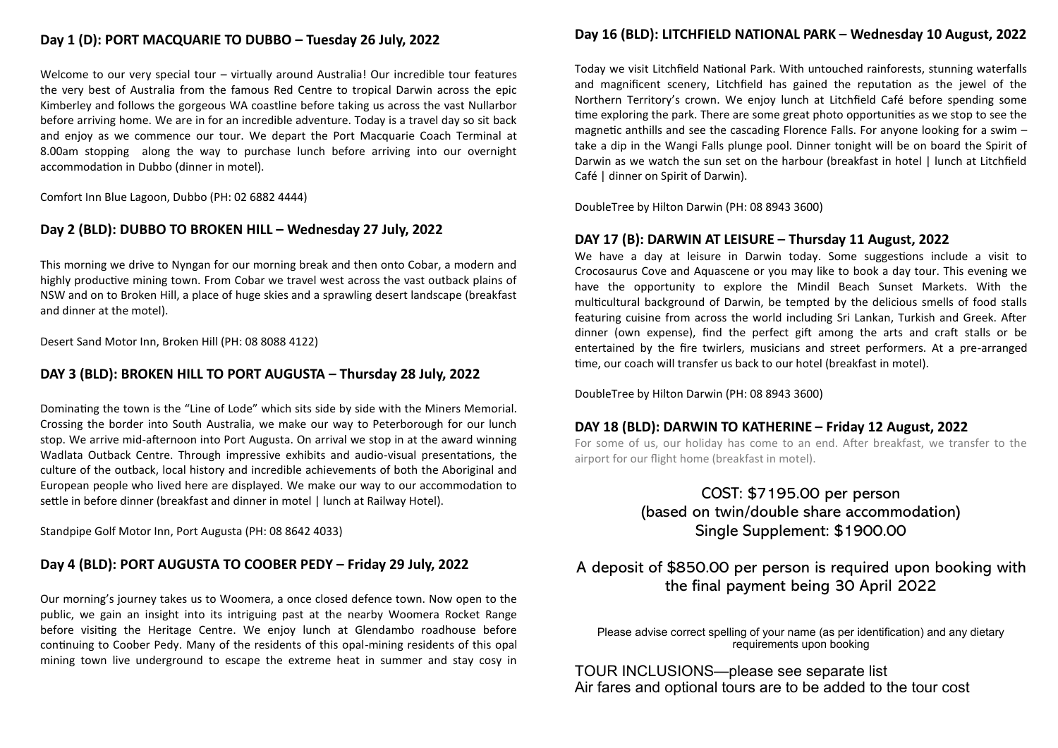## Day 1 (D): PORT MACQUARIE TO DUBBO – Tuesday 26 July, 2022

Welcome to our very special tour – virtually around Australia! Our incredible tour features the very best of Australia from the famous Red Centre to tropical Darwin across the epic Kimberley and follows the gorgeous WA coastline before taking us across the vast Nullarbor before arriving home. We are in for an incredible adventure. Today is a travel day so sit back and enjoy as we commence our tour. We depart the Port Macquarie Coach Terminal at 8.00am stopping along the way to purchase lunch before arriving into our overnight accommodation in Dubbo (dinner in motel).

Comfort Inn Blue Lagoon, Dubbo (PH: 02 6882 4444)

## Day 2 (BLD): DUBBO TO BROKEN HILL – Wednesday 27 July, 2022

This morning we drive to Nyngan for our morning break and then onto Cobar, a modern and highly productive mining town. From Cobar we travel west across the vast outback plains of NSW and on to Broken Hill, a place of huge skies and a sprawling desert landscape (breakfast and dinner at the motel).

Desert Sand Motor Inn, Broken Hill (PH: 08 8088 4122)

## DAY 3 (BLD): BROKEN HILL TO PORT AUGUSTA – Thursday 28 July, 2022

Dominating the town is the "Line of Lode" which sits side by side with the Miners Memorial. Crossing the border into South Australia, we make our way to Peterborough for our lunch stop. We arrive mid-afternoon into Port Augusta. On arrival we stop in at the award winning Wadlata Outback Centre. Through impressive exhibits and audio-visual presentations, the culture of the outback, local history and incredible achievements of both the Aboriginal and European people who lived here are displayed. We make our way to our accommodation to settle in before dinner (breakfast and dinner in motel | lunch at Railway Hotel).

Standpipe Golf Motor Inn, Port Augusta (PH: 08 8642 4033)

## Day 4 (BLD): PORT AUGUSTA TO COOBER PEDY – Friday 29 July, 2022

Our morning's journey takes us to Woomera, a once closed defence town. Now open to the public, we gain an insight into its intriguing past at the nearby Woomera Rocket Range before visiting the Heritage Centre. We enjoy lunch at Glendambo roadhouse before continuing to Coober Pedy. Many of the residents of this opal-mining residents of this opal mining town live underground to escape the extreme heat in summer and stay cosy in

## Day 16 (BLD): LITCHFIELD NATIONAL PARK – Wednesday 10 August, 2022

Today we visit Litchfield National Park. With untouched rainforests, stunning waterfalls and magnificent scenery, Litchfield has gained the reputation as the jewel of the Northern Territory's crown. We enjoy lunch at Litchfield Café before spending some time exploring the park. There are some great photo opportunities as we stop to see the magnetic anthills and see the cascading Florence Falls. For anyone looking for a swim – take a dip in the Wangi Falls plunge pool. Dinner tonight will be on board the Spirit of Darwin as we watch the sun set on the harbour (breakfast in hotel | lunch at Litchfield Café | dinner on Spirit of Darwin).

DoubleTree by Hilton Darwin (PH: 08 8943 3600)

## DAY 17 (B): DARWIN AT LEISURE – Thursday 11 August, 2022

We have a day at leisure in Darwin today. Some suggestions include a visit to Crocosaurus Cove and Aquascene or you may like to book a day tour. This evening we have the opportunity to explore the Mindil Beach Sunset Markets. With the multicultural background of Darwin, be tempted by the delicious smells of food stalls featuring cuisine from across the world including Sri Lankan, Turkish and Greek. After dinner (own expense), find the perfect gift among the arts and craft stalls or be entertained by the fire twirlers, musicians and street performers. At a pre-arranged time, our coach will transfer us back to our hotel (breakfast in motel).

DoubleTree by Hilton Darwin (PH: 08 8943 3600)

## DAY 18 (BLD): DARWIN TO KATHERINE – Friday 12 August, 2022

For some of us, our holiday has come to an end. After breakfast, we transfer to the airport for our flight home (breakfast in motel).

COST: $7195.00 per person
(based on twin/double share accommodation)
Single Supplement: $1900.00

A deposit of $850.00 per person is required upon booking with the final payment being 30 April 2022

Please advise correct spelling of your name (as per identification) and any dietary requirements upon booking

TOUR INCLUSIONS—please see separate list
Air fares and optional tours are to be added to the tour cost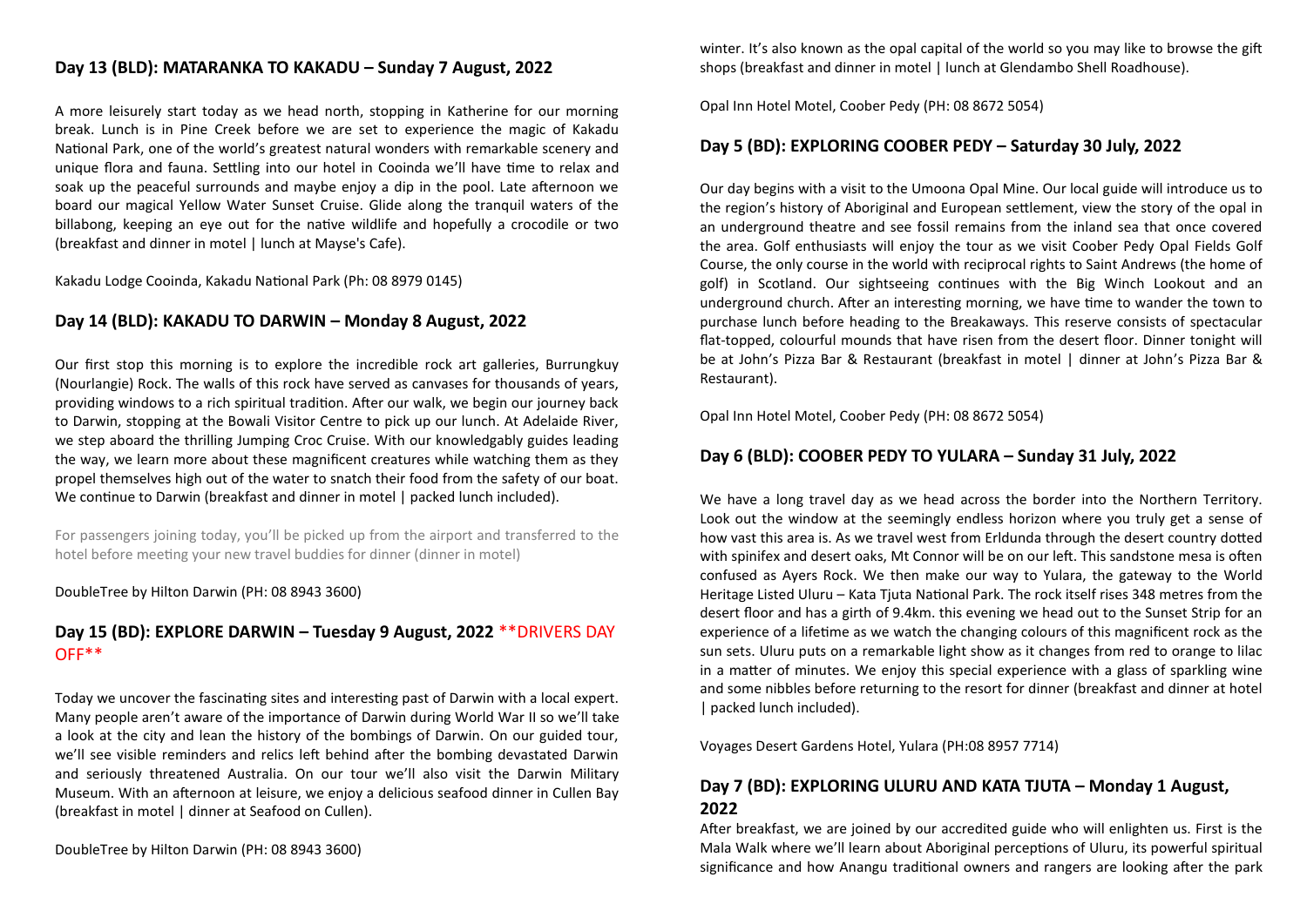## Day 13 (BLD): MATARANKA TO KAKADU – Sunday 7 August, 2022

A more leisurely start today as we head north, stopping in Katherine for our morning break. Lunch is in Pine Creek before we are set to experience the magic of Kakadu National Park, one of the world's greatest natural wonders with remarkable scenery and unique flora and fauna. Settling into our hotel in Cooinda we'll have time to relax and soak up the peaceful surrounds and maybe enjoy a dip in the pool. Late afternoon we board our magical Yellow Water Sunset Cruise. Glide along the tranquil waters of the billabong, keeping an eye out for the native wildlife and hopefully a crocodile or two (breakfast and dinner in motel | lunch at Mayse's Cafe).

Kakadu Lodge Cooinda, Kakadu National Park (Ph: 08 8979 0145)

## Day 14 (BLD): KAKADU TO DARWIN – Monday 8 August, 2022

Our first stop this morning is to explore the incredible rock art galleries, Burrungkuy (Nourlangie) Rock. The walls of this rock have served as canvases for thousands of years, providing windows to a rich spiritual tradition. After our walk, we begin our journey back to Darwin, stopping at the Bowali Visitor Centre to pick up our lunch. At Adelaide River, we step aboard the thrilling Jumping Croc Cruise. With our knowledgably guides leading the way, we learn more about these magnificent creatures while watching them as they propel themselves high out of the water to snatch their food from the safety of our boat. We continue to Darwin (breakfast and dinner in motel | packed lunch included).

For passengers joining today, you'll be picked up from the airport and transferred to the hotel before meeting your new travel buddies for dinner (dinner in motel)

DoubleTree by Hilton Darwin (PH: 08 8943 3600)

## Day 15 (BD): EXPLORE DARWIN – Tuesday 9 August, 2022 **DRIVERS DAY OFF**

Today we uncover the fascinating sites and interesting past of Darwin with a local expert. Many people aren't aware of the importance of Darwin during World War II so we'll take a look at the city and lean the history of the bombings of Darwin. On our guided tour, we'll see visible reminders and relics left behind after the bombing devastated Darwin and seriously threatened Australia. On our tour we'll also visit the Darwin Military Museum. With an afternoon at leisure, we enjoy a delicious seafood dinner in Cullen Bay (breakfast in motel | dinner at Seafood on Cullen).

DoubleTree by Hilton Darwin (PH: 08 8943 3600)

winter. It's also known as the opal capital of the world so you may like to browse the gift shops (breakfast and dinner in motel | lunch at Glendambo Shell Roadhouse).

Opal Inn Hotel Motel, Coober Pedy (PH: 08 8672 5054)

## Day 5 (BD): EXPLORING COOBER PEDY – Saturday 30 July, 2022

Our day begins with a visit to the Umoona Opal Mine. Our local guide will introduce us to the region's history of Aboriginal and European settlement, view the story of the opal in an underground theatre and see fossil remains from the inland sea that once covered the area. Golf enthusiasts will enjoy the tour as we visit Coober Pedy Opal Fields Golf Course, the only course in the world with reciprocal rights to Saint Andrews (the home of golf) in Scotland. Our sightseeing continues with the Big Winch Lookout and an underground church. After an interesting morning, we have time to wander the town to purchase lunch before heading to the Breakaways. This reserve consists of spectacular flat-topped, colourful mounds that have risen from the desert floor. Dinner tonight will be at John's Pizza Bar & Restaurant (breakfast in motel | dinner at John's Pizza Bar & Restaurant).

Opal Inn Hotel Motel, Coober Pedy (PH: 08 8672 5054)

## Day 6 (BLD): COOBER PEDY TO YULARA – Sunday 31 July, 2022

We have a long travel day as we head across the border into the Northern Territory. Look out the window at the seemingly endless horizon where you truly get a sense of how vast this area is. As we travel west from Erldunda through the desert country dotted with spinifex and desert oaks, Mt Connor will be on our left. This sandstone mesa is often confused as Ayers Rock. We then make our way to Yulara, the gateway to the World Heritage Listed Uluru – Kata Tjuta National Park. The rock itself rises 348 metres from the desert floor and has a girth of 9.4km. this evening we head out to the Sunset Strip for an experience of a lifetime as we watch the changing colours of this magnificent rock as the sun sets. Uluru puts on a remarkable light show as it changes from red to orange to lilac in a matter of minutes. We enjoy this special experience with a glass of sparkling wine and some nibbles before returning to the resort for dinner (breakfast and dinner at hotel | packed lunch included).

Voyages Desert Gardens Hotel, Yulara (PH:08 8957 7714)

## Day 7 (BD): EXPLORING ULURU AND KATA TJUTA – Monday 1 August, 2022

After breakfast, we are joined by our accredited guide who will enlighten us. First is the Mala Walk where we'll learn about Aboriginal perceptions of Uluru, its powerful spiritual significance and how Anangu traditional owners and rangers are looking after the park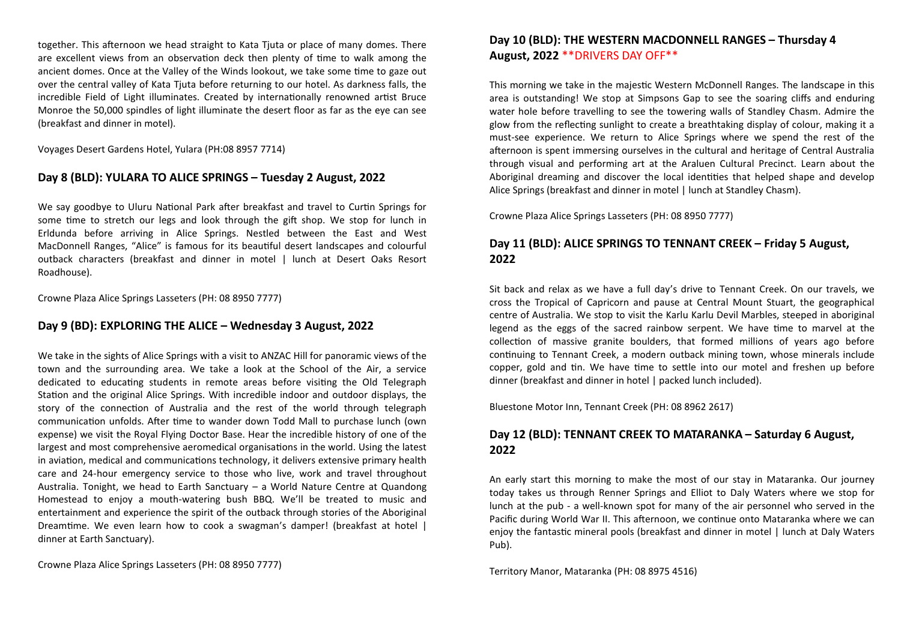together. This afternoon we head straight to Kata Tjuta or place of many domes. There are excellent views from an observation deck then plenty of time to walk among the ancient domes. Once at the Valley of the Winds lookout, we take some time to gaze out over the central valley of Kata Tjuta before returning to our hotel. As darkness falls, the incredible Field of Light illuminates. Created by internationally renowned artist Bruce Monroe the 50,000 spindles of light illuminate the desert floor as far as the eye can see (breakfast and dinner in motel).

Voyages Desert Gardens Hotel, Yulara (PH:08 8957 7714)

## Day 8 (BLD): YULARA TO ALICE SPRINGS – Tuesday 2 August, 2022

We say goodbye to Uluru National Park after breakfast and travel to Curtin Springs for some time to stretch our legs and look through the gift shop. We stop for lunch in Erldunda before arriving in Alice Springs. Nestled between the East and West MacDonnell Ranges, "Alice" is famous for its beautiful desert landscapes and colourful outback characters (breakfast and dinner in motel | lunch at Desert Oaks Resort Roadhouse).

Crowne Plaza Alice Springs Lasseters (PH: 08 8950 7777)

## Day 9 (BD): EXPLORING THE ALICE – Wednesday 3 August, 2022

We take in the sights of Alice Springs with a visit to ANZAC Hill for panoramic views of the town and the surrounding area. We take a look at the School of the Air, a service dedicated to educating students in remote areas before visiting the Old Telegraph Station and the original Alice Springs. With incredible indoor and outdoor displays, the story of the connection of Australia and the rest of the world through telegraph communication unfolds. After time to wander down Todd Mall to purchase lunch (own expense) we visit the Royal Flying Doctor Base. Hear the incredible history of one of the largest and most comprehensive aeromedical organisations in the world. Using the latest in aviation, medical and communications technology, it delivers extensive primary health care and 24-hour emergency service to those who live, work and travel throughout Australia. Tonight, we head to Earth Sanctuary – a World Nature Centre at Quandong Homestead to enjoy a mouth-watering bush BBQ. We'll be treated to music and entertainment and experience the spirit of the outback through stories of the Aboriginal Dreamtime. We even learn how to cook a swagman's damper! (breakfast at hotel | dinner at Earth Sanctuary).

Crowne Plaza Alice Springs Lasseters (PH: 08 8950 7777)

## Day 10 (BLD): THE WESTERN MACDONNELL RANGES – Thursday 4 August, 2022 **DRIVERS DAY OFF**

This morning we take in the majestic Western McDonnell Ranges. The landscape in this area is outstanding! We stop at Simpsons Gap to see the soaring cliffs and enduring water hole before travelling to see the towering walls of Standley Chasm. Admire the glow from the reflecting sunlight to create a breathtaking display of colour, making it a must-see experience. We return to Alice Springs where we spend the rest of the afternoon is spent immersing ourselves in the cultural and heritage of Central Australia through visual and performing art at the Araluen Cultural Precinct. Learn about the Aboriginal dreaming and discover the local identities that helped shape and develop Alice Springs (breakfast and dinner in motel | lunch at Standley Chasm).

Crowne Plaza Alice Springs Lasseters (PH: 08 8950 7777)

## Day 11 (BLD): ALICE SPRINGS TO TENNANT CREEK – Friday 5 August, 2022

Sit back and relax as we have a full day's drive to Tennant Creek. On our travels, we cross the Tropical of Capricorn and pause at Central Mount Stuart, the geographical centre of Australia. We stop to visit the Karlu Karlu Devil Marbles, steeped in aboriginal legend as the eggs of the sacred rainbow serpent. We have time to marvel at the collection of massive granite boulders, that formed millions of years ago before continuing to Tennant Creek, a modern outback mining town, whose minerals include copper, gold and tin. We have time to settle into our motel and freshen up before dinner (breakfast and dinner in hotel | packed lunch included).

Bluestone Motor Inn, Tennant Creek (PH: 08 8962 2617)

## Day 12 (BLD): TENNANT CREEK TO MATARANKA – Saturday 6 August, 2022

An early start this morning to make the most of our stay in Mataranka. Our journey today takes us through Renner Springs and Elliot to Daly Waters where we stop for lunch at the pub - a well-known spot for many of the air personnel who served in the Pacific during World War II. This afternoon, we continue onto Mataranka where we can enjoy the fantastic mineral pools (breakfast and dinner in motel | lunch at Daly Waters Pub).

Territory Manor, Mataranka (PH: 08 8975 4516)